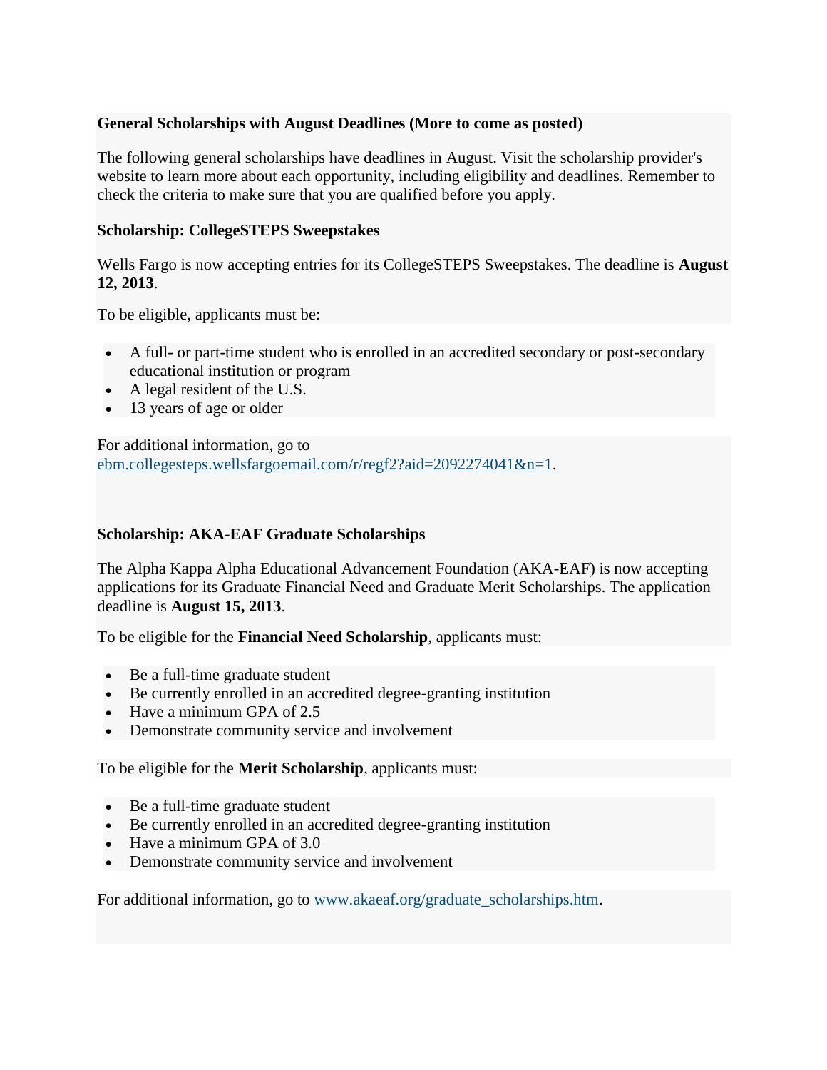**General Scholarships with August Deadlines (More to come as posted)**

The following general scholarships have deadlines in August. Visit the scholarship provider's website to learn more about each opportunity, including eligibility and deadlines. Remember to check the criteria to make sure that you are qualified before you apply.

**Scholarship: CollegeSTEPS Sweepstakes**

Wells Fargo is now accepting entries for its CollegeSTEPS Sweepstakes. The deadline is **August 12, 2013**.

To be eligible, applicants must be:

- A full- or part-time student who is enrolled in an accredited secondary or post-secondary educational institution or program
- A legal resident of the U.S.
- 13 years of age or older

For additional information, go to [ebm.collegesteps.wellsfargoemail.com/r/regf2?aid=2092274041&n=1](ebm.collegesteps.wellsfargoemail.com/r/regf2?aid=2092274041&n=1).

**Scholarship: AKA-EAF Graduate Scholarships**

The Alpha Kappa Alpha Educational Advancement Foundation (AKA-EAF) is now accepting applications for its Graduate Financial Need and Graduate Merit Scholarships. The application deadline is **August 15, 2013**.

To be eligible for the **Financial Need Scholarship**, applicants must:

- Be a full-time graduate student
- Be currently enrolled in an accredited degree-granting institution
- Have a minimum GPA of 2.5
- Demonstrate community service and involvement

To be eligible for the **Merit Scholarship**, applicants must:

- Be a full-time graduate student
- Be currently enrolled in an accredited degree-granting institution
- Have a minimum GPA of 3.0
- Demonstrate community service and involvement

For additional information, go to [www.akaeaf.org/graduate_scholarships.htm](www.akaeaf.org/graduate_scholarships.htm).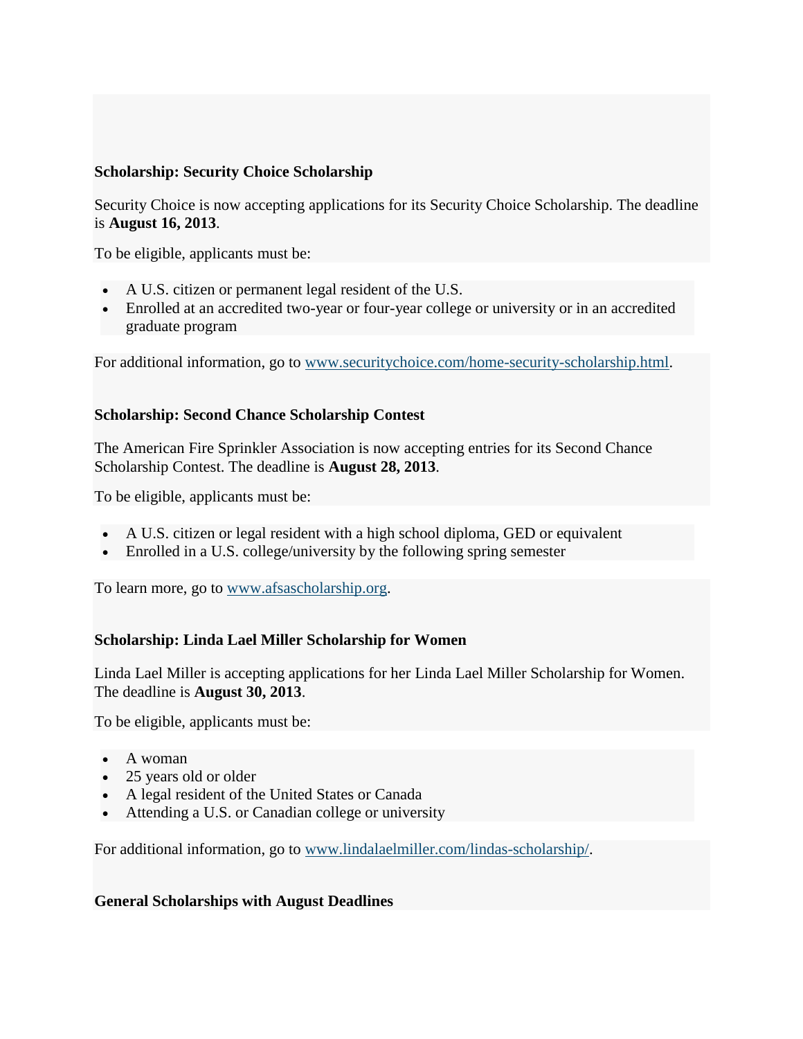**Scholarship: Security Choice Scholarship**

Security Choice is now accepting applications for its Security Choice Scholarship. The deadline is **August 16, 2013**.

To be eligible, applicants must be:

- A U.S. citizen or permanent legal resident of the U.S.
- Enrolled at an accredited two-year or four-year college or university or in an accredited graduate program

For additional information, go to www.securitychoice.com/home-security-scholarship.html.

**Scholarship: Second Chance Scholarship Contest**

The American Fire Sprinkler Association is now accepting entries for its Second Chance Scholarship Contest. The deadline is **August 28, 2013**.

To be eligible, applicants must be:

- A U.S. citizen or legal resident with a high school diploma, GED or equivalent
- Enrolled in a U.S. college/university by the following spring semester

To learn more, go to www.afsascholarship.org.

**Scholarship: Linda Lael Miller Scholarship for Women**

Linda Lael Miller is accepting applications for her Linda Lael Miller Scholarship for Women. The deadline is **August 30, 2013**.

To be eligible, applicants must be:

- A woman
- 25 years old or older
- A legal resident of the United States or Canada
- Attending a U.S. or Canadian college or university

For additional information, go to www.lindalaelmiller.com/lindas-scholarship/.

**General Scholarships with August Deadlines**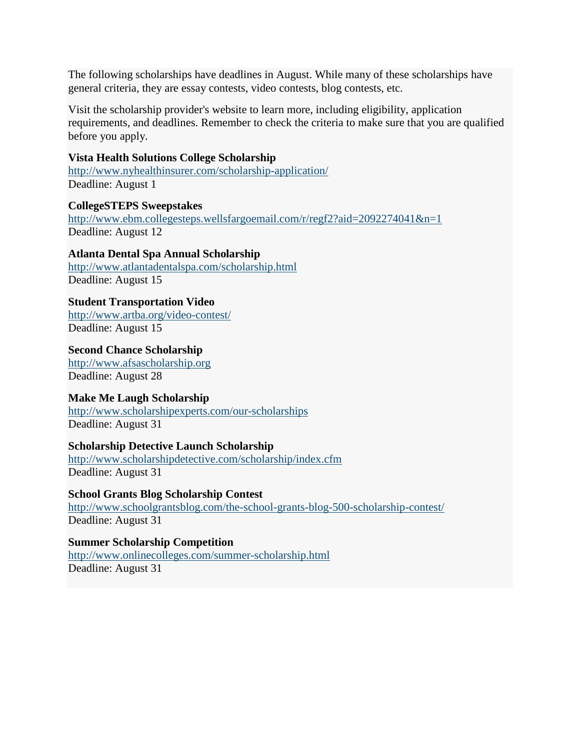The following scholarships have deadlines in August. While many of these scholarships have general criteria, they are essay contests, video contests, blog contests, etc.

Visit the scholarship provider's website to learn more, including eligibility, application requirements, and deadlines. Remember to check the criteria to make sure that you are qualified before you apply.

**Vista Health Solutions College Scholarship**
http://www.nyhealthinsurer.com/scholarship-application/
Deadline: August 1

**CollegeSTEPS Sweepstakes**
http://www.ebm.collegesteps.wellsfargoemail.com/r/regf2?aid=2092274041&n=1
Deadline: August 12

**Atlanta Dental Spa Annual Scholarship**
http://www.atlantadentalspa.com/scholarship.html
Deadline: August 15

**Student Transportation Video**
http://www.artba.org/video-contest/
Deadline: August 15

**Second Chance Scholarship**
http://www.afsascholarship.org
Deadline: August 28

**Make Me Laugh Scholarship**
http://www.scholarshipexperts.com/our-scholarships
Deadline: August 31

**Scholarship Detective Launch Scholarship**
http://www.scholarshipdetective.com/scholarship/index.cfm
Deadline: August 31

**School Grants Blog Scholarship Contest**
http://www.schoolgrantsblog.com/the-school-grants-blog-500-scholarship-contest/
Deadline: August 31

**Summer Scholarship Competition**
http://www.onlinecolleges.com/summer-scholarship.html
Deadline: August 31